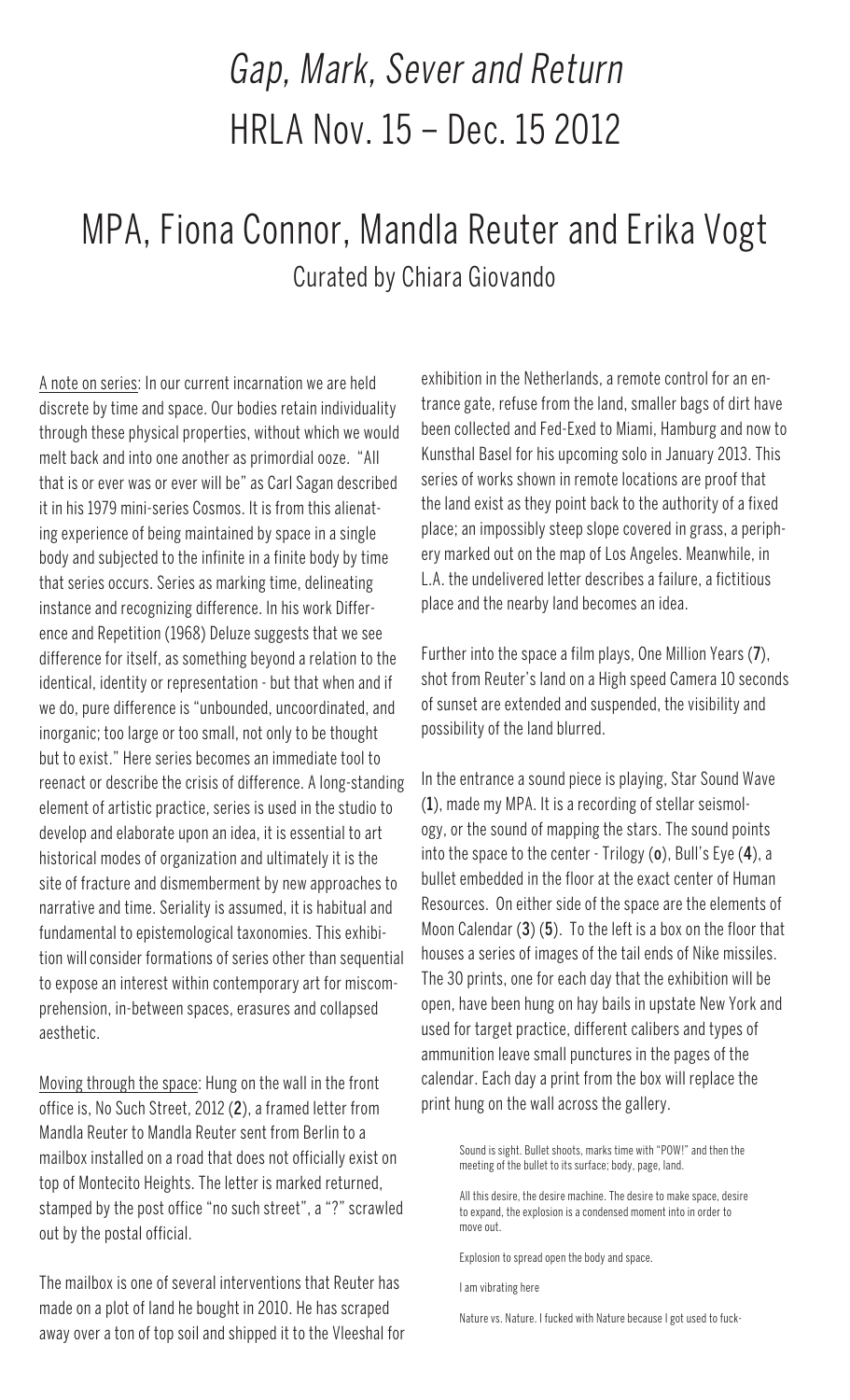# *Gap, Mark, Sever and Return*
# HRLA Nov. 15 – Dec. 15 2012

## MPA, Fiona Connor, Mandla Reuter and Erika Vogt
### Curated by Chiara Giovando

A note on series: In our current incarnation we are held discrete by time and space. Our bodies retain individuality through these physical properties, without which we would melt back and into one another as primordial ooze. "All that is or ever was or ever will be" as Carl Sagan described it in his 1979 mini-series Cosmos. It is from this alienating experience of being maintained by space in a single body and subjected to the infinite in a finite body by time that series occurs. Series as marking time, delineating instance and recognizing difference. In his work Difference and Repetition (1968) Deluze suggests that we see difference for itself, as something beyond a relation to the identical, identity or representation - but that when and if we do, pure difference is "unbounded, uncoordinated, and inorganic; too large or too small, not only to be thought but to exist." Here series becomes an immediate tool to reenact or describe the crisis of difference. A long-standing element of artistic practice, series is used in the studio to develop and elaborate upon an idea, it is essential to art historical modes of organization and ultimately it is the site of fracture and dismemberment by new approaches to narrative and time. Seriality is assumed, it is habitual and fundamental to epistemological taxonomies. This exhibition will consider formations of series other than sequential to expose an interest within contemporary art for miscomprehension, in-between spaces, erasures and collapsed aesthetic.

Moving through the space: Hung on the wall in the front office is, No Such Street, 2012 (**2**), a framed letter from Mandla Reuter to Mandla Reuter sent from Berlin to a mailbox installed on a road that does not officially exist on top of Montecito Heights. The letter is marked returned, stamped by the post office "no such street", a "?" scrawled out by the postal official.

The mailbox is one of several interventions that Reuter has made on a plot of land he bought in 2010. He has scraped away over a ton of top soil and shipped it to the Vleeshal for exhibition in the Netherlands, a remote control for an entrance gate, refuse from the land, smaller bags of dirt have been collected and Fed-Exed to Miami, Hamburg and now to Kunsthal Basel for his upcoming solo in January 2013. This series of works shown in remote locations are proof that the land exist as they point back to the authority of a fixed place; an impossibly steep slope covered in grass, a periphery marked out on the map of Los Angeles. Meanwhile, in L.A. the undelivered letter describes a failure, a fictitious place and the nearby land becomes an idea.

Further into the space a film plays, One Million Years (**7**), shot from Reuter's land on a High speed Camera 10 seconds of sunset are extended and suspended, the visibility and possibility of the land blurred.

In the entrance a sound piece is playing, Star Sound Wave (**1**), made my MPA. It is a recording of stellar seismology, or the sound of mapping the stars. The sound points into the space to the center - Trilogy (**o**), Bull's Eye (**4**), a bullet embedded in the floor at the exact center of Human Resources. On either side of the space are the elements of Moon Calendar (**3**) (**5**). To the left is a box on the floor that houses a series of images of the tail ends of Nike missiles. The 30 prints, one for each day that the exhibition will be open, have been hung on hay bails in upstate New York and used for target practice, different calibers and types of ammunition leave small punctures in the pages of the calendar. Each day a print from the box will replace the print hung on the wall across the gallery.

> Sound is sight. Bullet shoots, marks time with "POW!" and then the meeting of the bullet to its surface; body, page, land.
>
> All this desire, the desire machine. The desire to make space, desire to expand, the explosion is a condensed moment into in order to move out.
>
> Explosion to spread open the body and space.
>
> I am vibrating here
>
> Nature vs. Nature. I fucked with Nature because I got used to fuck-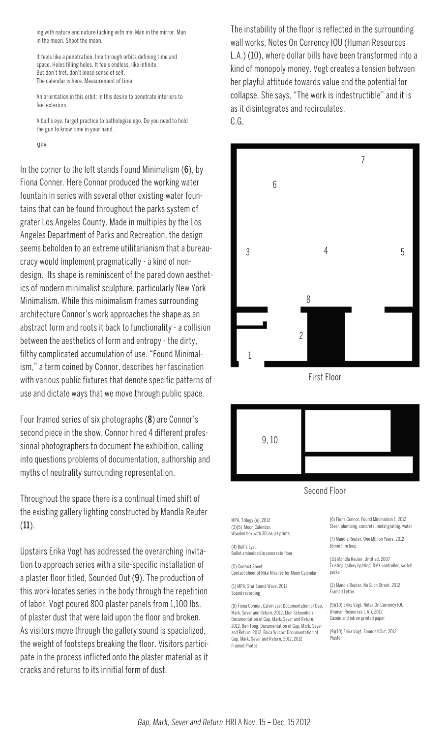ing with nature and nature fucking with me. Man in the mirror. Man in the moon. Shoot the moon.

It feels like a penetration, line through orbits defining time and space. Holes filling holes. It feels endless, like infinite. But don't fret, don't loose sense of self. The calendar is here. Measurement of time.

An orientation in this orbit; in this desire to penetrate interiors to feel exteriors.

A bull's eye, target practice to pathologize ego. Do you need to hold the gun to know time in your hand.

MPA

In the corner to the left stands Found Minimalism (**6**), by Fiona Conner. Here Connor produced the working water fountain in series with several other existing water fountains that can be found throughout the parks system of grater Los Angeles County. Made in multiples by the Los Angeles Department of Parks and Recreation, the design seems beholden to an extreme utilitarianism that a bureaucracy would implement pragmatically - a kind of non-design. Its shape is reminiscent of the pared down aesthetics of modern minimalist sculpture, particularly New York Minimalism. While this minimalism frames surrounding architecture Connor's work approaches the shape as an abstract form and roots it back to functionality - a collision between the aesthetics of form and entropy - the dirty, filthy complicated accumulation of use. "Found Minimalism," a term coined by Connor, describes her fascination with various public fixtures that denote specific patterns of use and dictate ways that we move through public space.

Four framed series of six photographs (**8**) are Connor's second piece in the show. Connor hired 4 different professional photographers to document the exhibition, calling into questions problems of documentation, authorship and myths of neutrality surrounding representation.

Throughout the space there is a continual timed shift of the existing gallery lighting constructed by Mandla Reuter (**11**).

Upstairs Erika Vogt has addressed the overarching invitation to approach series with a site-specific installation of a plaster floor titled, Sounded Out (**9**). The production of this work locates series in the body through the repetition of labor. Vogt poured 800 plaster panels from 1,100 lbs. of plaster dust that were laid upon the floor and broken. As visitors move through the gallery sound is spacialized, the weight of footsteps breaking the floor. Visitors participate in the process inflicted onto the plaster material as it cracks and returns to its innitial form of dust.

The instability of the floor is reflected in the surrounding wall works, Notes On Currency IOU (Human Resources L.A.) (10), where dollar bills have been transformed into a kind of monopoly money. Vogt creates a tension between her playful attitude towards value and the potential for collapse. She says, "The work is indestructible" and it is as it disintegrates and recirculates.

C.G.

7
6
3
4
5
8
2
1

First Floor

9, 10

Second Floor

MPA, Trilogy (o), 2012
(3)(5) Moon Calendar,
Wooden box with 30 ink jet prints

(4) Bull's Eye,
Bullet embedded in concreete floor

(5) Contact Sheet,
Contact sheet of Nike Missiles for Moon Calendar

(1) MPA, Star Sound Wave, 2012
Sound recording

(8) Fiona Connor, Calvin Lee: Documentation of Gap, Mark, Sever and Return, 2012, Elon Schoenholz: Documentation of Gap, Mark, Sever and Return, 2012, Ben Tong: Documentation of Gap, Mark, Sever and Return, 2012, Brica Wilcox: Documentation of Gap, Mark, Sever and Return, 2012, 2012
Framed Photos

(6) Fiona Connor, Found Minimalism 1, 2012
Steel, plumbing, concrete, metal grating, water

(7) Mandla Reuter, One Million Years, 2012
16mm film loop

(11) Mandla Reuter, Untitled, 2007
Existing gallery lighting, DMX controller, switch packs

(2) Mandla Reuter, No Such Street, 2012
Framed Letter

(9)(10) Erika Vogt, Notes On Currency IOU (Human Resources L.A.), 2012
Casein and ink on printed paper

(9)(10) Erika Vogt, Sounded Out, 2012
Plaster

*Gap, Mark, Sever and Return* HRLA Nov. 15 – Dec. 15 2012